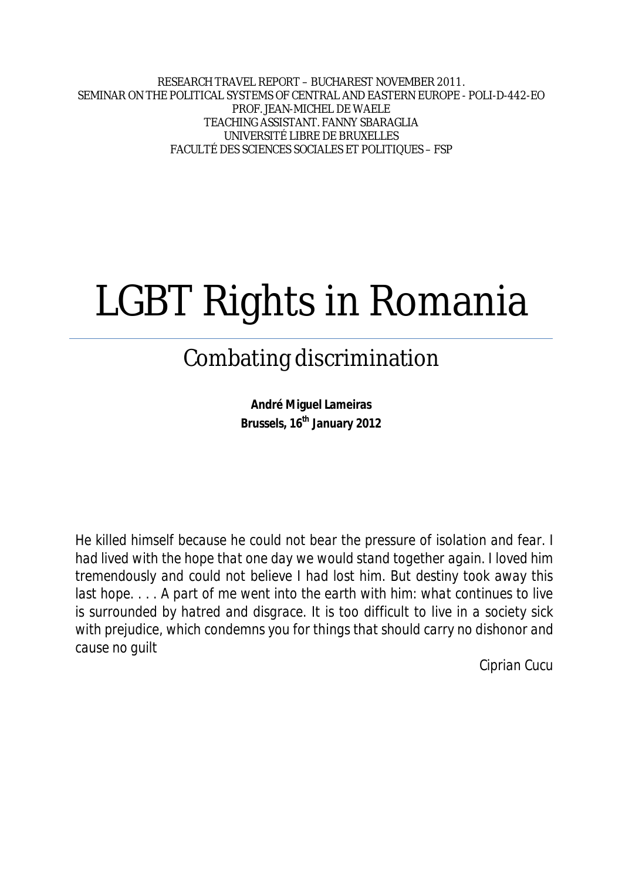RESEARCH TRAVEL REPORT – BUCHAREST NOVEMBER 2011.
SEMINAR ON THE POLITICAL SYSTEMS OF CENTRAL AND EASTERN EUROPE - POLI-D-442-EO
PROF. JEAN-MICHEL DE WAELE
TEACHING ASSISTANT. FANNY SBARAGLIA
UNIVERSITÉ LIBRE DE BRUXELLES
FACULTÉ DES SCIENCES SOCIALES ET POLITIQUES – FSP

# LGBT Rights in Romania

## Combating discrimination

**André Miguel Lameiras**
**Brussels, 16th January 2012**

*He killed himself because he could not bear the pressure of isolation and fear. I had lived with the hope that one day we would stand together again. I loved him tremendously and could not believe I had lost him. But destiny took away this last hope. . . . A part of me went into the earth with him: what continues to live is surrounded by hatred and disgrace. It is too difficult to live in a society sick with prejudice, which condemns you for things that should carry no dishonor and cause no guilt*

*Ciprian Cucu*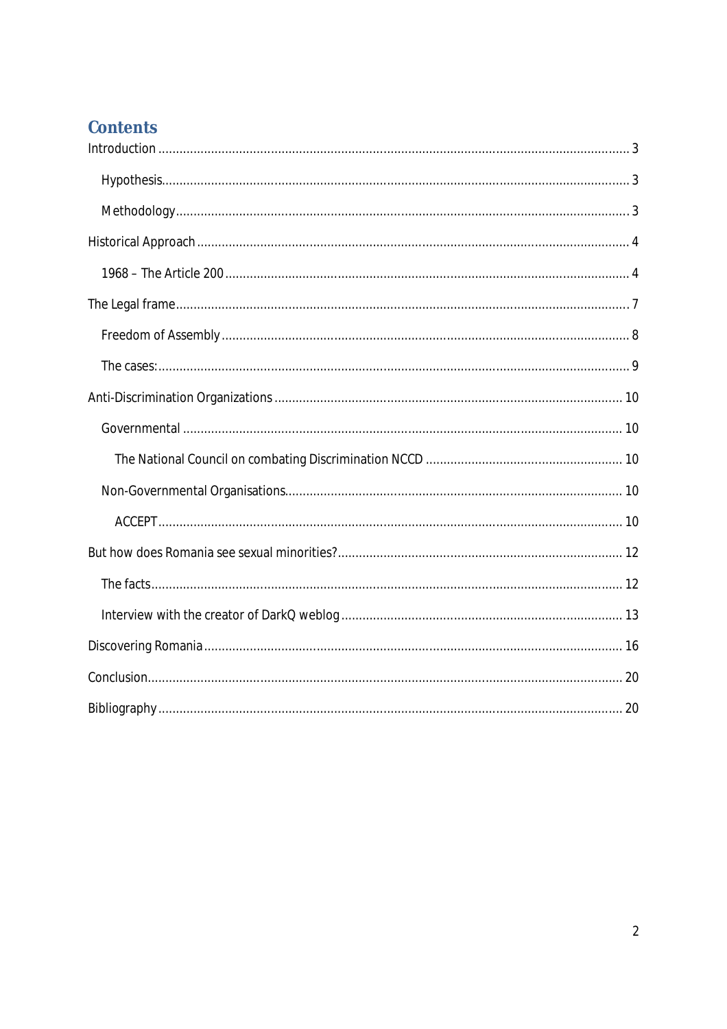# Contents

Introduction ..................................................................................................................................... 3

  Hypothesis.................................................................................................................................... 3

  Methodology................................................................................................................................ 3

Historical Approach .......................................................................................................................... 4

  1968 – The Article 200 .................................................................................................................. 4

The Legal frame................................................................................................................................ 7

  Freedom of Assembly ................................................................................................................... 8

  The cases:..................................................................................................................................... 9

Anti-Discrimination Organizations .................................................................................................. 10

  Governmental ............................................................................................................................ 10

    The National Council on combating Discrimination NCCD ........................................................ 10

  Non-Governmental Organisations............................................................................................... 10

    ACCEPT.................................................................................................................................. 10

But how does Romania see sexual minorities?................................................................................ 12

  The facts..................................................................................................................................... 12

  Interview with the creator of DarkQ weblog ............................................................................... 13

Discovering Romania...................................................................................................................... 16

Conclusion...................................................................................................................................... 20

Bibliography ................................................................................................................................... 20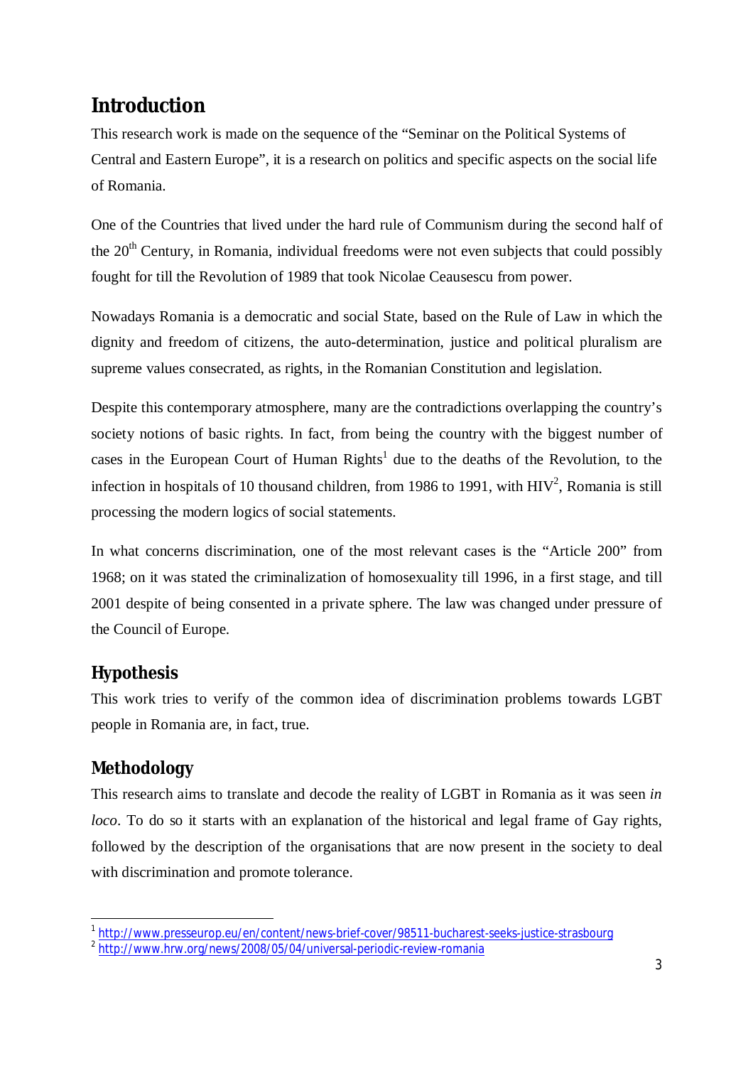# Introduction

This research work is made on the sequence of the “Seminar on the Political Systems of Central and Eastern Europe”, it is a research on politics and specific aspects on the social life of Romania.

One of the Countries that lived under the hard rule of Communism during the second half of the 20$^{th}$ Century, in Romania, individual freedoms were not even subjects that could possibly fought for till the Revolution of 1989 that took Nicolae Ceausescu from power.

Nowadays Romania is a democratic and social State, based on the Rule of Law in which the dignity and freedom of citizens, the auto-determination, justice and political pluralism are supreme values consecrated, as rights, in the Romanian Constitution and legislation.

Despite this contemporary atmosphere, many are the contradictions overlapping the country’s society notions of basic rights. In fact, from being the country with the biggest number of cases in the European Court of Human Rights[1] due to the deaths of the Revolution, to the infection in hospitals of 10 thousand children, from 1986 to 1991, with HIV[2], Romania is still processing the modern logics of social statements.

In what concerns discrimination, one of the most relevant cases is the “Article 200” from 1968; on it was stated the criminalization of homosexuality till 1996, in a first stage, and till 2001 despite of being consented in a private sphere. The law was changed under pressure of the Council of Europe.

## Hypothesis

This work tries to verify of the common idea of discrimination problems towards LGBT people in Romania are, in fact, true.

## Methodology

This research aims to translate and decode the reality of LGBT in Romania as it was seen *in loco*. To do so it starts with an explanation of the historical and legal frame of Gay rights, followed by the description of the organisations that are now present in the society to deal with discrimination and promote tolerance.

---

[1] http://www.presseurop.eu/en/content/news-brief-cover/98511-bucharest-seeks-justice-strasbourg

[2] http://www.hrw.org/news/2008/05/04/universal-periodic-review-romania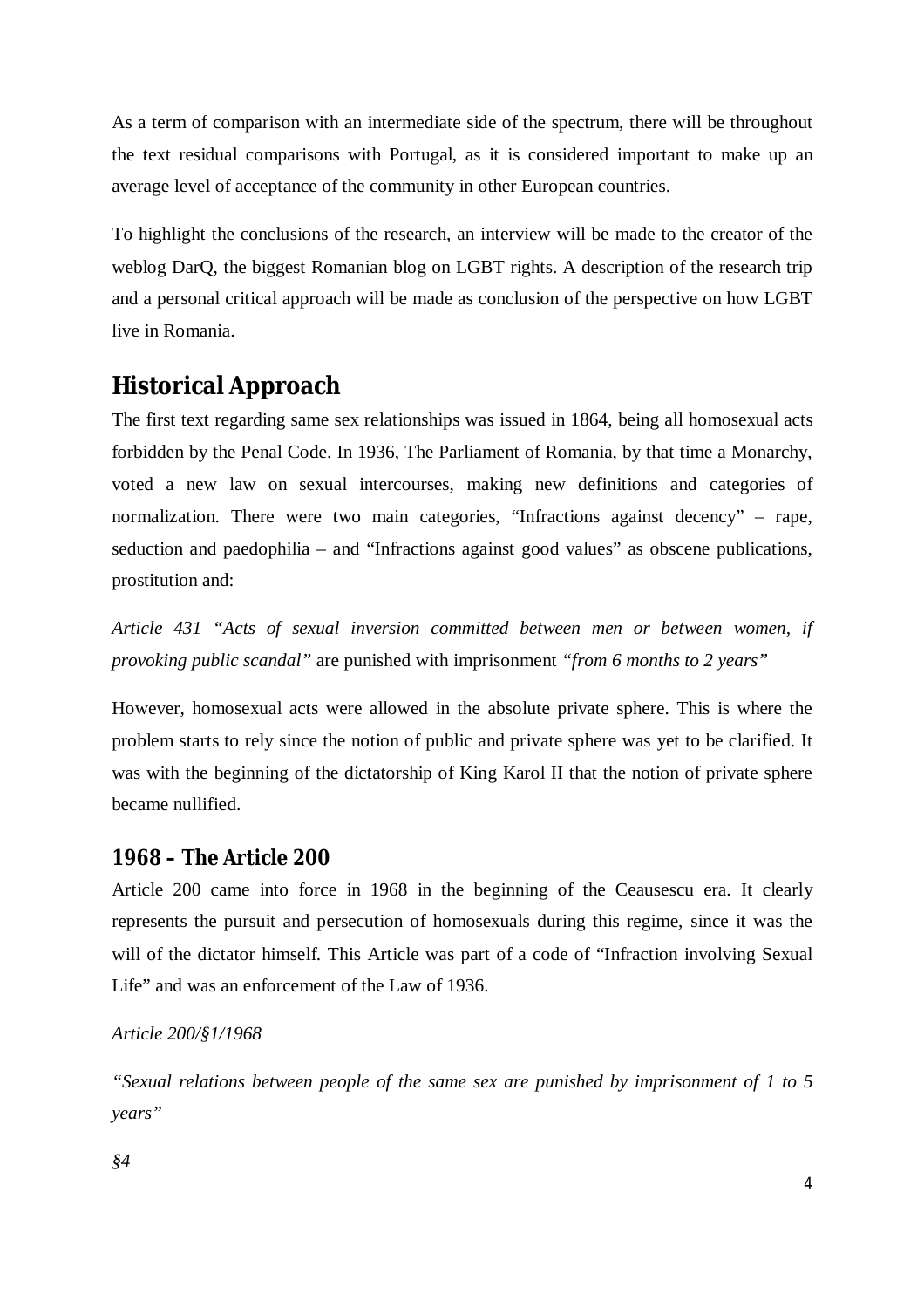As a term of comparison with an intermediate side of the spectrum, there will be throughout the text residual comparisons with Portugal, as it is considered important to make up an average level of acceptance of the community in other European countries.

To highlight the conclusions of the research, an interview will be made to the creator of the weblog DarQ, the biggest Romanian blog on LGBT rights. A description of the research trip and a personal critical approach will be made as conclusion of the perspective on how LGBT live in Romania.

## Historical Approach

The first text regarding same sex relationships was issued in 1864, being all homosexual acts forbidden by the Penal Code. In 1936, The Parliament of Romania, by that time a Monarchy, voted a new law on sexual intercourses, making new definitions and categories of normalization. There were two main categories, "Infractions against decency" – rape, seduction and paedophilia – and "Infractions against good values" as obscene publications, prostitution and:

*Article 431 "Acts of sexual inversion committed between men or between women, if provoking public scandal"* are punished with imprisonment *"from 6 months to 2 years"*

However, homosexual acts were allowed in the absolute private sphere. This is where the problem starts to rely since the notion of public and private sphere was yet to be clarified. It was with the beginning of the dictatorship of King Karol II that the notion of private sphere became nullified.

### 1968 – The Article 200

Article 200 came into force in 1968 in the beginning of the Ceausescu era. It clearly represents the pursuit and persecution of homosexuals during this regime, since it was the will of the dictator himself. This Article was part of a code of "Infraction involving Sexual Life" and was an enforcement of the Law of 1936.

*Article 200/§1/1968*

*"Sexual relations between people of the same sex are punished by imprisonment of 1 to 5 years"*

*§4*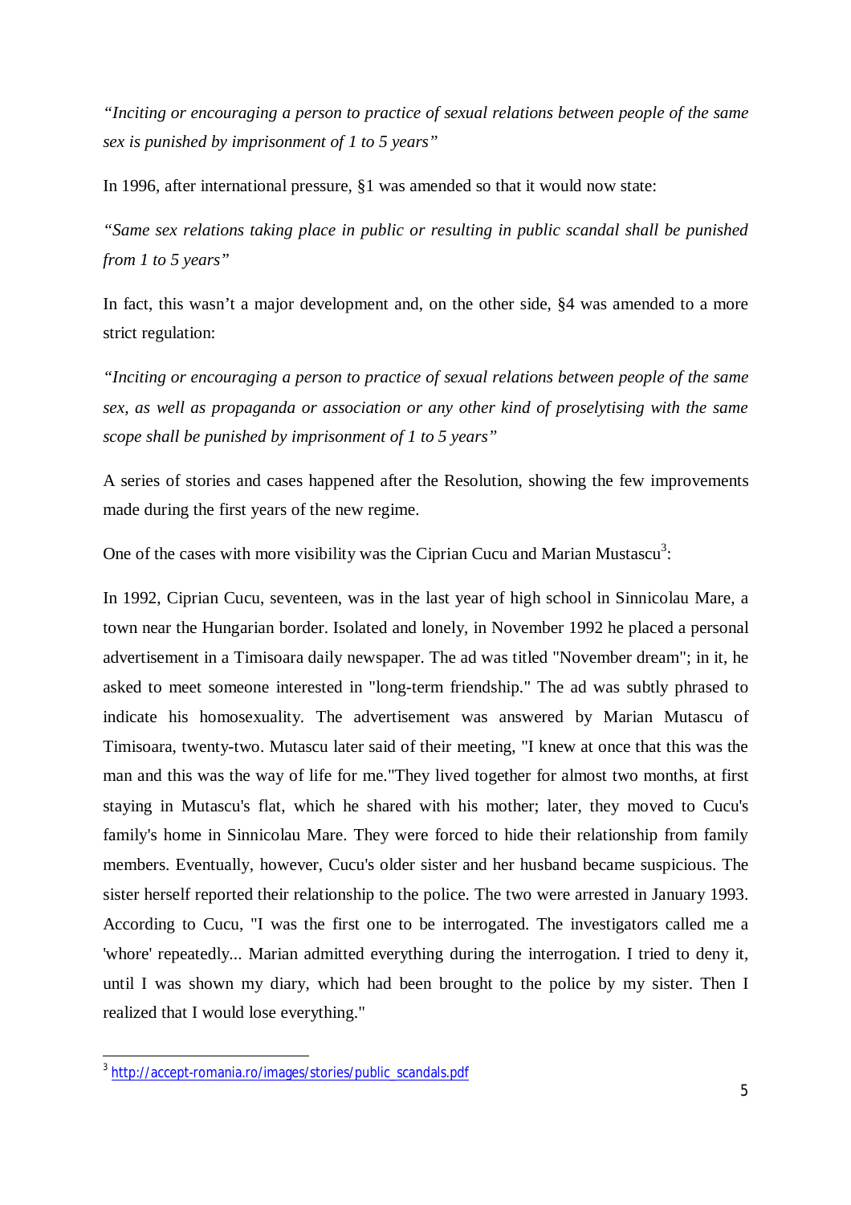*"Inciting or encouraging a person to practice of sexual relations between people of the same sex is punished by imprisonment of 1 to 5 years"*

In 1996, after international pressure, §1 was amended so that it would now state:

*"Same sex relations taking place in public or resulting in public scandal shall be punished from 1 to 5 years"*

In fact, this wasn't a major development and, on the other side, §4 was amended to a more strict regulation:

*"Inciting or encouraging a person to practice of sexual relations between people of the same sex, as well as propaganda or association or any other kind of proselytising with the same scope shall be punished by imprisonment of 1 to 5 years"*

A series of stories and cases happened after the Resolution, showing the few improvements made during the first years of the new regime.

One of the cases with more visibility was the Ciprian Cucu and Marian Mustascu[3]:

In 1992, Ciprian Cucu, seventeen, was in the last year of high school in Sinnicolau Mare, a town near the Hungarian border. Isolated and lonely, in November 1992 he placed a personal advertisement in a Timisoara daily newspaper. The ad was titled "November dream"; in it, he asked to meet someone interested in "long-term friendship." The ad was subtly phrased to indicate his homosexuality. The advertisement was answered by Marian Mutascu of Timisoara, twenty-two. Mutascu later said of their meeting, "I knew at once that this was the man and this was the way of life for me."They lived together for almost two months, at first staying in Mutascu's flat, which he shared with his mother; later, they moved to Cucu's family's home in Sinnicolau Mare. They were forced to hide their relationship from family members. Eventually, however, Cucu's older sister and her husband became suspicious. The sister herself reported their relationship to the police. The two were arrested in January 1993. According to Cucu, "I was the first one to be interrogated. The investigators called me a 'whore' repeatedly... Marian admitted everything during the interrogation. I tried to deny it, until I was shown my diary, which had been brought to the police by my sister. Then I realized that I would lose everything."

[3] http://accept-romania.ro/images/stories/public_scandals.pdf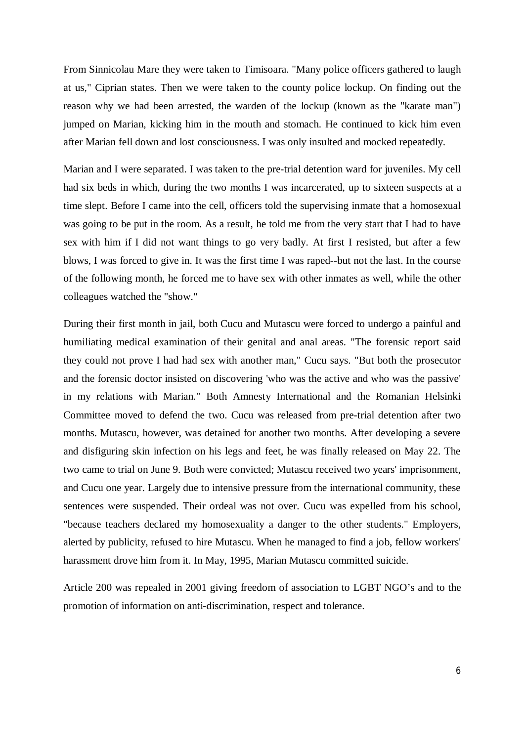From Sinnicolau Mare they were taken to Timisoara. "Many police officers gathered to laugh at us," Ciprian states. Then we were taken to the county police lockup. On finding out the reason why we had been arrested, the warden of the lockup (known as the "karate man") jumped on Marian, kicking him in the mouth and stomach. He continued to kick him even after Marian fell down and lost consciousness. I was only insulted and mocked repeatedly.

Marian and I were separated. I was taken to the pre-trial detention ward for juveniles. My cell had six beds in which, during the two months I was incarcerated, up to sixteen suspects at a time slept. Before I came into the cell, officers told the supervising inmate that a homosexual was going to be put in the room. As a result, he told me from the very start that I had to have sex with him if I did not want things to go very badly. At first I resisted, but after a few blows, I was forced to give in. It was the first time I was raped--but not the last. In the course of the following month, he forced me to have sex with other inmates as well, while the other colleagues watched the "show."

During their first month in jail, both Cucu and Mutascu were forced to undergo a painful and humiliating medical examination of their genital and anal areas. "The forensic report said they could not prove I had had sex with another man," Cucu says. "But both the prosecutor and the forensic doctor insisted on discovering 'who was the active and who was the passive' in my relations with Marian." Both Amnesty International and the Romanian Helsinki Committee moved to defend the two. Cucu was released from pre-trial detention after two months. Mutascu, however, was detained for another two months. After developing a severe and disfiguring skin infection on his legs and feet, he was finally released on May 22. The two came to trial on June 9. Both were convicted; Mutascu received two years' imprisonment, and Cucu one year. Largely due to intensive pressure from the international community, these sentences were suspended. Their ordeal was not over. Cucu was expelled from his school, "because teachers declared my homosexuality a danger to the other students." Employers, alerted by publicity, refused to hire Mutascu. When he managed to find a job, fellow workers' harassment drove him from it. In May, 1995, Marian Mutascu committed suicide.

Article 200 was repealed in 2001 giving freedom of association to LGBT NGO's and to the promotion of information on anti-discrimination, respect and tolerance.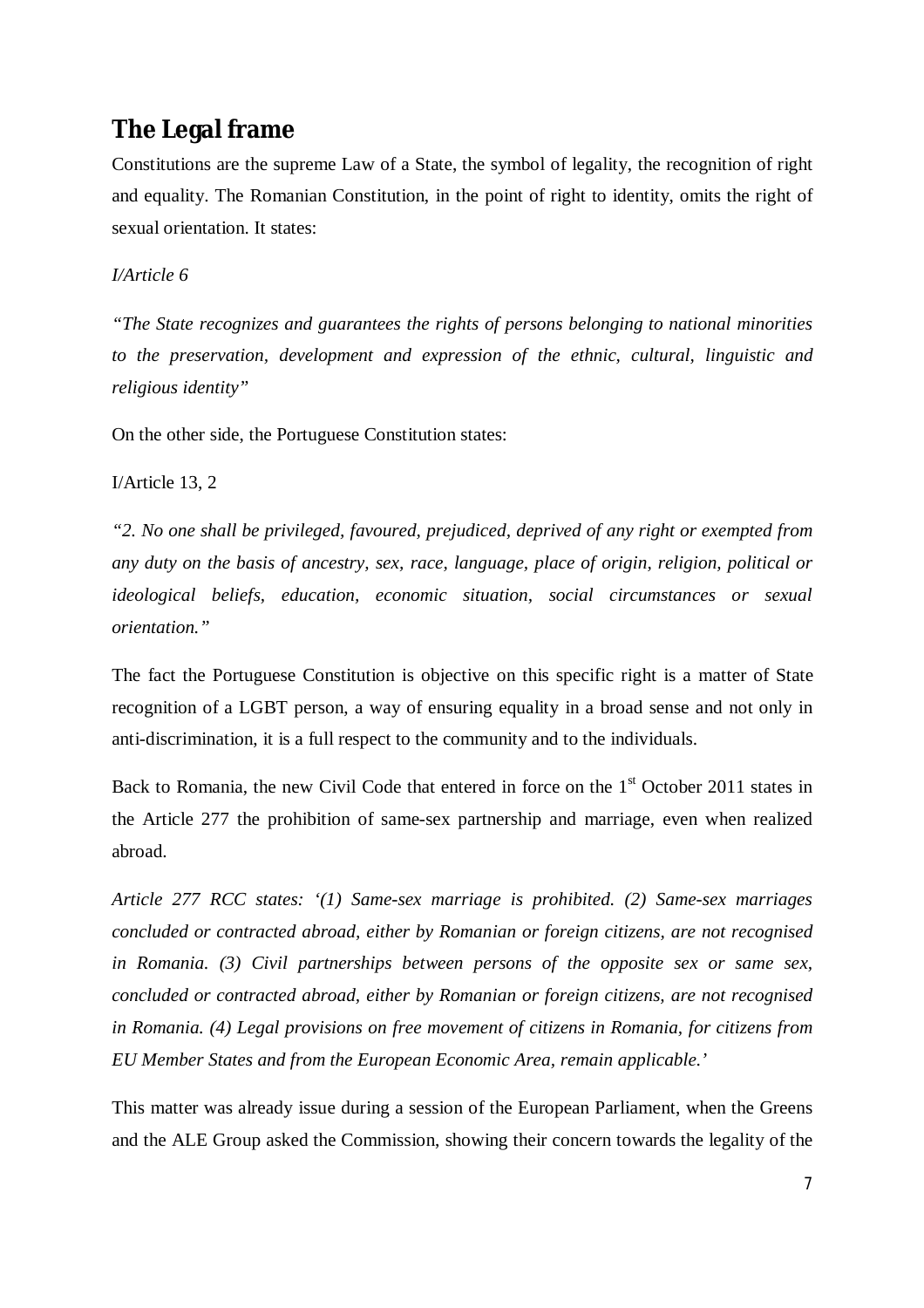## The Legal frame

Constitutions are the supreme Law of a State, the symbol of legality, the recognition of right and equality. The Romanian Constitution, in the point of right to identity, omits the right of sexual orientation. It states:

*I/Article 6*

*"The State recognizes and guarantees the rights of persons belonging to national minorities to the preservation, development and expression of the ethnic, cultural, linguistic and religious identity"*

On the other side, the Portuguese Constitution states:

I/Article 13, 2

*"2. No one shall be privileged, favoured, prejudiced, deprived of any right or exempted from any duty on the basis of ancestry, sex, race, language, place of origin, religion, political or ideological beliefs, education, economic situation, social circumstances or sexual orientation."*

The fact the Portuguese Constitution is objective on this specific right is a matter of State recognition of a LGBT person, a way of ensuring equality in a broad sense and not only in anti-discrimination, it is a full respect to the community and to the individuals.

Back to Romania, the new Civil Code that entered in force on the 1st October 2011 states in the Article 277 the prohibition of same-sex partnership and marriage, even when realized abroad.

*Article 277 RCC states: '(1) Same-sex marriage is prohibited. (2) Same-sex marriages concluded or contracted abroad, either by Romanian or foreign citizens, are not recognised in Romania. (3) Civil partnerships between persons of the opposite sex or same sex, concluded or contracted abroad, either by Romanian or foreign citizens, are not recognised in Romania. (4) Legal provisions on free movement of citizens in Romania, for citizens from EU Member States and from the European Economic Area, remain applicable.'*

This matter was already issue during a session of the European Parliament, when the Greens and the ALE Group asked the Commission, showing their concern towards the legality of the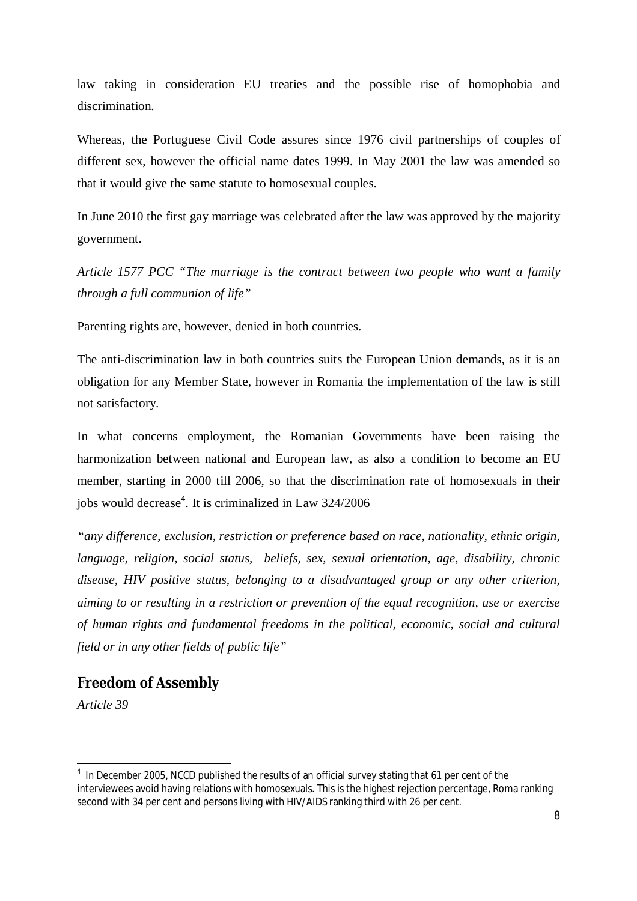law taking in consideration EU treaties and the possible rise of homophobia and discrimination.

Whereas, the Portuguese Civil Code assures since 1976 civil partnerships of couples of different sex, however the official name dates 1999. In May 2001 the law was amended so that it would give the same statute to homosexual couples.

In June 2010 the first gay marriage was celebrated after the law was approved by the majority government.

*Article 1577 PCC "The marriage is the contract between two people who want a family through a full communion of life"*

Parenting rights are, however, denied in both countries.

The anti-discrimination law in both countries suits the European Union demands, as it is an obligation for any Member State, however in Romania the implementation of the law is still not satisfactory.

In what concerns employment, the Romanian Governments have been raising the harmonization between national and European law, as also a condition to become an EU member, starting in 2000 till 2006, so that the discrimination rate of homosexuals in their jobs would decrease[4]. It is criminalized in Law 324/2006

*"any difference, exclusion, restriction or preference based on race, nationality, ethnic origin, language, religion, social status, beliefs, sex, sexual orientation, age, disability, chronic disease, HIV positive status, belonging to a disadvantaged group or any other criterion, aiming to or resulting in a restriction or prevention of the equal recognition, use or exercise of human rights and fundamental freedoms in the political, economic, social and cultural field or in any other fields of public life"*

## Freedom of Assembly

*Article 39*

[4] In December 2005, NCCD published the results of an official survey stating that 61 per cent of the interviewees avoid having relations with homosexuals. This is the highest rejection percentage, Roma ranking second with 34 per cent and persons living with HIV/AIDS ranking third with 26 per cent.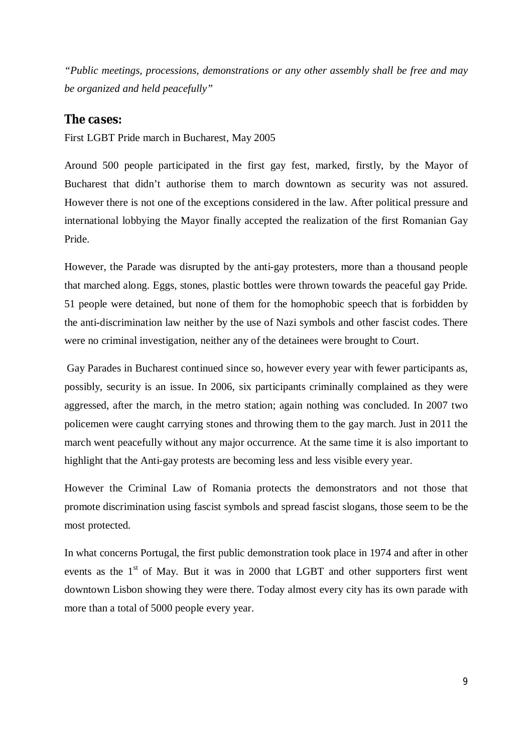*"Public meetings, processions, demonstrations or any other assembly shall be free and may be organized and held peacefully"*

## The cases:

First LGBT Pride march in Bucharest, May 2005

Around 500 people participated in the first gay fest, marked, firstly, by the Mayor of Bucharest that didn't authorise them to march downtown as security was not assured. However there is not one of the exceptions considered in the law. After political pressure and international lobbying the Mayor finally accepted the realization of the first Romanian Gay Pride.

However, the Parade was disrupted by the anti-gay protesters, more than a thousand people that marched along. Eggs, stones, plastic bottles were thrown towards the peaceful gay Pride. 51 people were detained, but none of them for the homophobic speech that is forbidden by the anti-discrimination law neither by the use of Nazi symbols and other fascist codes. There were no criminal investigation, neither any of the detainees were brought to Court.

Gay Parades in Bucharest continued since so, however every year with fewer participants as, possibly, security is an issue. In 2006, six participants criminally complained as they were aggressed, after the march, in the metro station; again nothing was concluded. In 2007 two policemen were caught carrying stones and throwing them to the gay march. Just in 2011 the march went peacefully without any major occurrence. At the same time it is also important to highlight that the Anti-gay protests are becoming less and less visible every year.

However the Criminal Law of Romania protects the demonstrators and not those that promote discrimination using fascist symbols and spread fascist slogans, those seem to be the most protected.

In what concerns Portugal, the first public demonstration took place in 1974 and after in other events as the 1st of May. But it was in 2000 that LGBT and other supporters first went downtown Lisbon showing they were there. Today almost every city has its own parade with more than a total of 5000 people every year.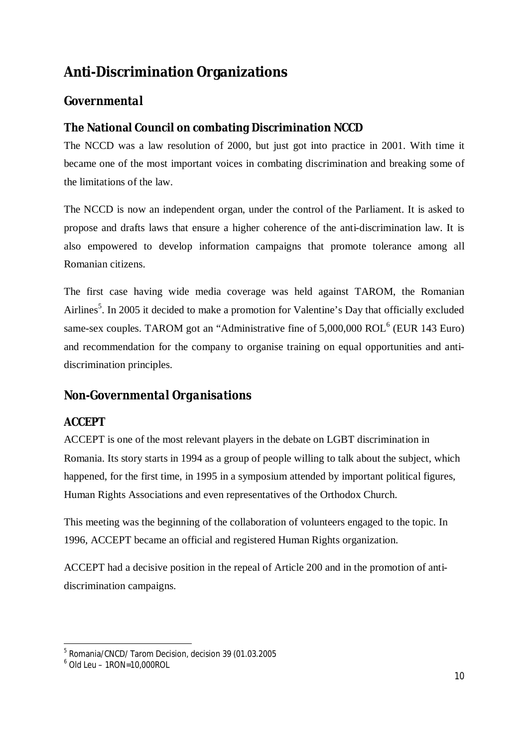# Anti-Discrimination Organizations

## Governmental

### The National Council on combating Discrimination NCCD

The NCCD was a law resolution of 2000, but just got into practice in 2001. With time it became one of the most important voices in combating discrimination and breaking some of the limitations of the law.

The NCCD is now an independent organ, under the control of the Parliament. It is asked to propose and drafts laws that ensure a higher coherence of the anti-discrimination law. It is also empowered to develop information campaigns that promote tolerance among all Romanian citizens.

The first case having wide media coverage was held against TAROM, the Romanian Airlines[5]. In 2005 it decided to make a promotion for Valentine's Day that officially excluded same-sex couples. TAROM got an "Administrative fine of 5,000,000 ROL[6] (EUR 143 Euro) and recommendation for the company to organise training on equal opportunities and anti-discrimination principles.

## Non-Governmental Organisations

### ACCEPT

ACCEPT is one of the most relevant players in the debate on LGBT discrimination in Romania. Its story starts in 1994 as a group of people willing to talk about the subject, which happened, for the first time, in 1995 in a symposium attended by important political figures, Human Rights Associations and even representatives of the Orthodox Church.

This meeting was the beginning of the collaboration of volunteers engaged to the topic. In 1996, ACCEPT became an official and registered Human Rights organization.

ACCEPT had a decisive position in the repeal of Article 200 and in the promotion of anti-discrimination campaigns.

---

[5] Romania/CNCD/ Tarom Decision, decision 39 (01.03.2005

[6] Old Leu – 1RON=10,000ROL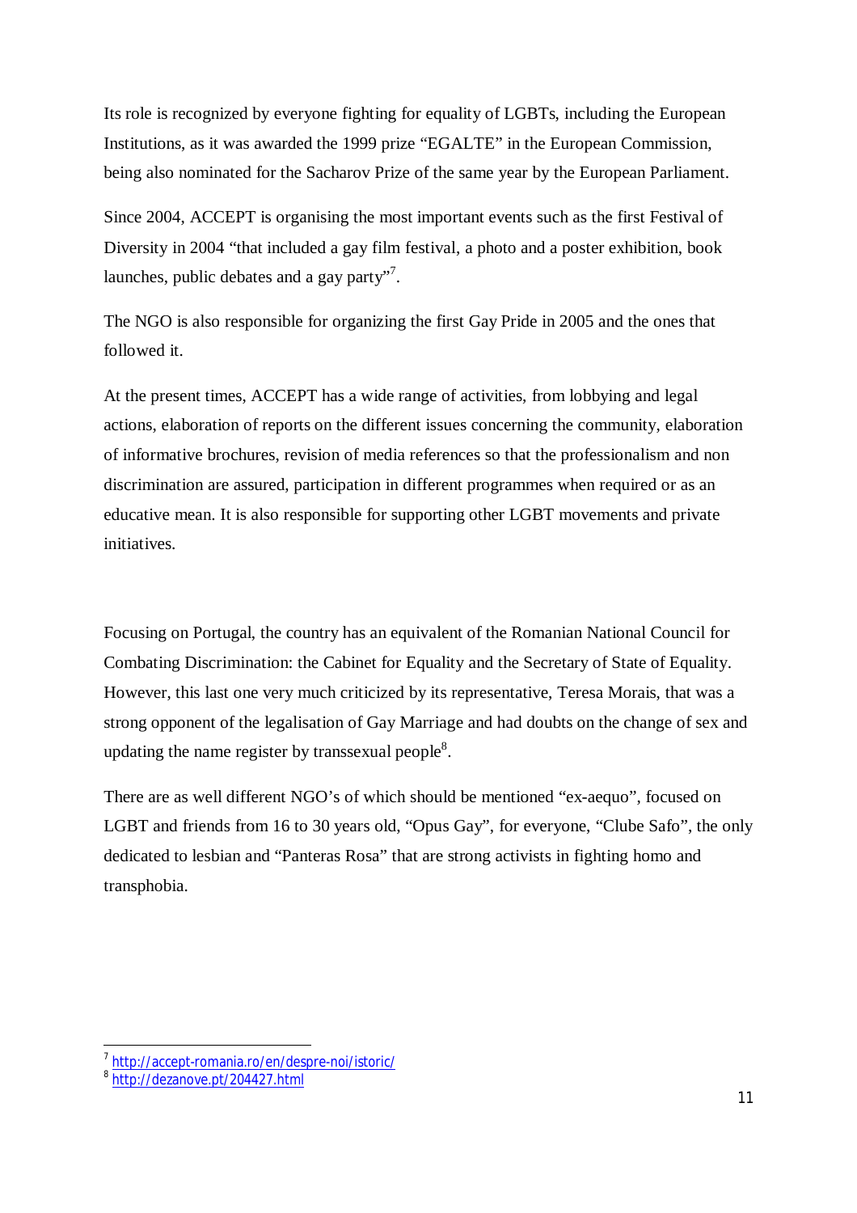Its role is recognized by everyone fighting for equality of LGBTs, including the European Institutions, as it was awarded the 1999 prize “EGALTE” in the European Commission, being also nominated for the Sacharov Prize of the same year by the European Parliament.

Since 2004, ACCEPT is organising the most important events such as the first Festival of Diversity in 2004 “that included a gay film festival, a photo and a poster exhibition, book launches, public debates and a gay party”[7].

The NGO is also responsible for organizing the first Gay Pride in 2005 and the ones that followed it.

At the present times, ACCEPT has a wide range of activities, from lobbying and legal actions, elaboration of reports on the different issues concerning the community, elaboration of informative brochures, revision of media references so that the professionalism and non discrimination are assured, participation in different programmes when required or as an educative mean. It is also responsible for supporting other LGBT movements and private initiatives.

Focusing on Portugal, the country has an equivalent of the Romanian National Council for Combating Discrimination: the Cabinet for Equality and the Secretary of State of Equality. However, this last one very much criticized by its representative, Teresa Morais, that was a strong opponent of the legalisation of Gay Marriage and had doubts on the change of sex and updating the name register by transsexual people[8].

There are as well different NGO’s of which should be mentioned “ex-aequo”, focused on LGBT and friends from 16 to 30 years old, “Opus Gay”, for everyone, “Clube Safo”, the only dedicated to lesbian and “Panteras Rosa” that are strong activists in fighting homo and transphobia.

---

[7] http://accept-romania.ro/en/despre-noi/istoric/

[8] http://dezanove.pt/204427.html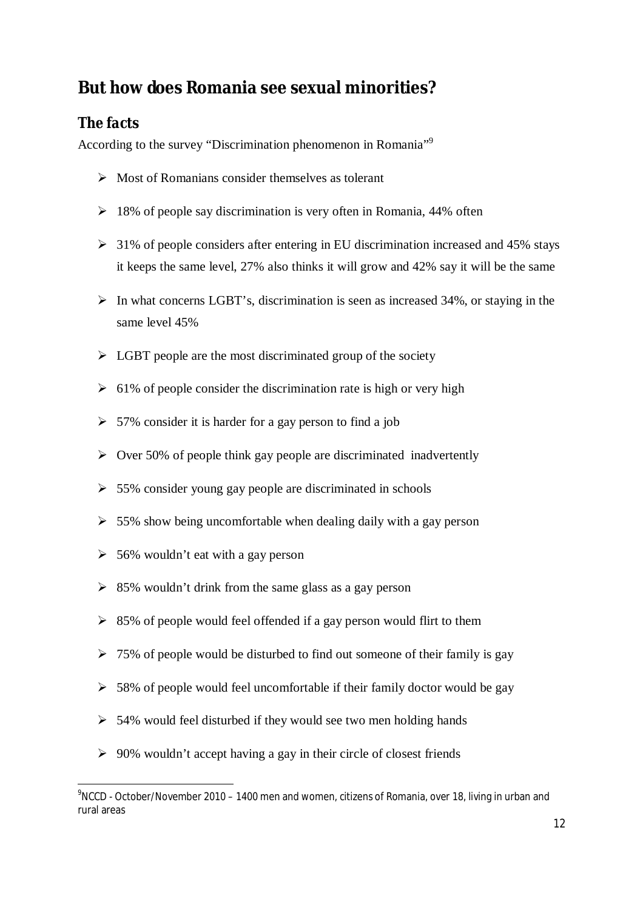## But how does Romania see sexual minorities?

### The facts

According to the survey "Discrimination phenomenon in Romania"[9]

- Most of Romanians consider themselves as tolerant
- 18% of people say discrimination is very often in Romania, 44% often
- 31% of people considers after entering in EU discrimination increased and 45% stays it keeps the same level, 27% also thinks it will grow and 42% say it will be the same
- In what concerns LGBT's, discrimination is seen as increased 34%, or staying in the same level 45%
- LGBT people are the most discriminated group of the society
- 61% of people consider the discrimination rate is high or very high
- 57% consider it is harder for a gay person to find a job
- Over 50% of people think gay people are discriminated inadvertently
- 55% consider young gay people are discriminated in schools
- 55% show being uncomfortable when dealing daily with a gay person
- 56% wouldn't eat with a gay person
- 85% wouldn't drink from the same glass as a gay person
- 85% of people would feel offended if a gay person would flirt to them
- 75% of people would be disturbed to find out someone of their family is gay
- 58% of people would feel uncomfortable if their family doctor would be gay
- 54% would feel disturbed if they would see two men holding hands
- 90% wouldn't accept having a gay in their circle of closest friends

[9] NCCD - October/November 2010 – 1400 men and women, citizens of Romania, over 18, living in urban and rural areas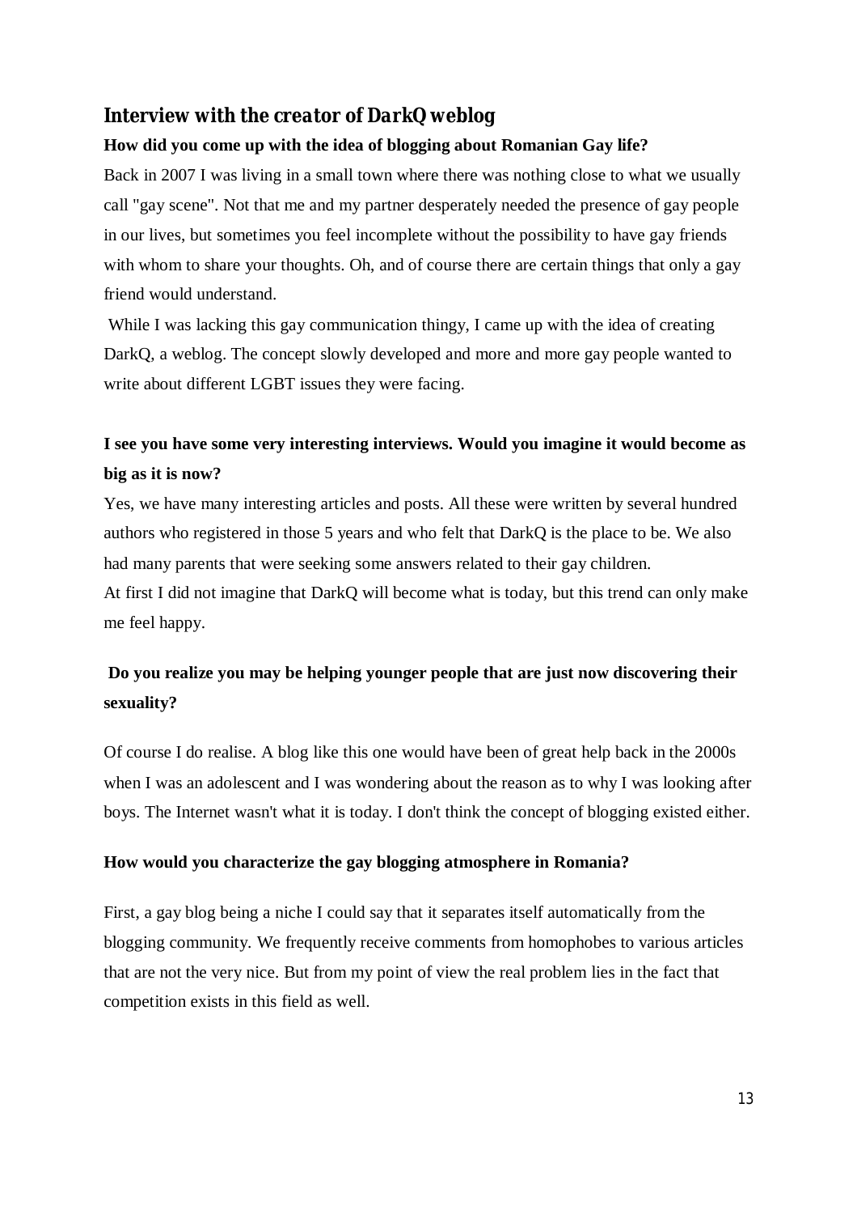## *Interview with the creator of DarkQ weblog*

**How did you come up with the idea of blogging about Romanian Gay life?**

Back in 2007 I was living in a small town where there was nothing close to what we usually call "gay scene". Not that me and my partner desperately needed the presence of gay people in our lives, but sometimes you feel incomplete without the possibility to have gay friends with whom to share your thoughts. Oh, and of course there are certain things that only a gay friend would understand.

While I was lacking this gay communication thingy, I came up with the idea of creating DarkQ, a weblog. The concept slowly developed and more and more gay people wanted to write about different LGBT issues they were facing.

**I see you have some very interesting interviews. Would you imagine it would become as big as it is now?**

Yes, we have many interesting articles and posts. All these were written by several hundred authors who registered in those 5 years and who felt that DarkQ is the place to be. We also had many parents that were seeking some answers related to their gay children.

At first I did not imagine that DarkQ will become what is today, but this trend can only make me feel happy.

**Do you realize you may be helping younger people that are just now discovering their sexuality?**

Of course I do realise. A blog like this one would have been of great help back in the 2000s when I was an adolescent and I was wondering about the reason as to why I was looking after boys. The Internet wasn't what it is today. I don't think the concept of blogging existed either.

**How would you characterize the gay blogging atmosphere in Romania?**

First, a gay blog being a niche I could say that it separates itself automatically from the blogging community. We frequently receive comments from homophobes to various articles that are not the very nice. But from my point of view the real problem lies in the fact that competition exists in this field as well.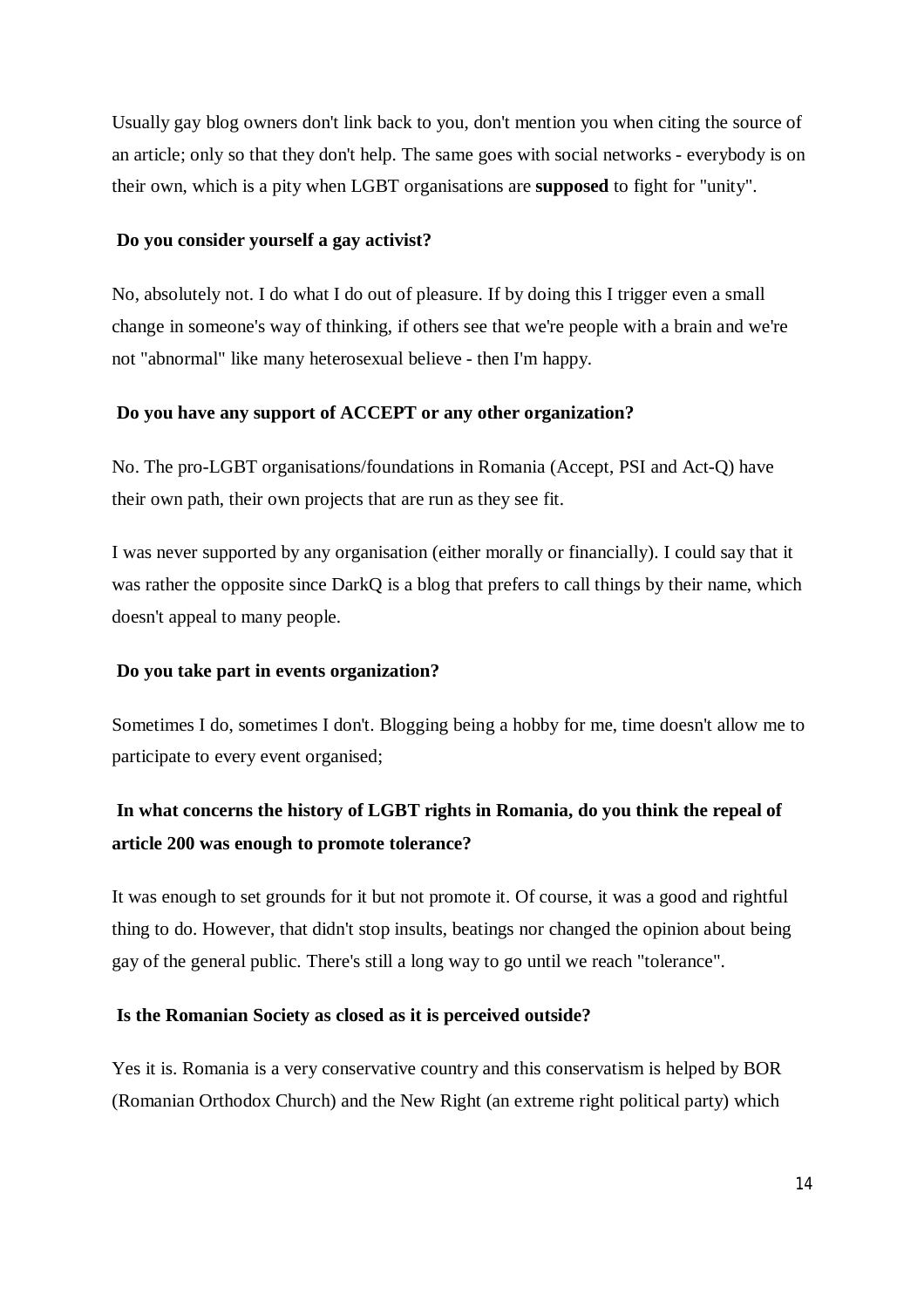Usually gay blog owners don't link back to you, don't mention you when citing the source of an article; only so that they don't help. The same goes with social networks - everybody is on their own, which is a pity when LGBT organisations are **supposed** to fight for "unity".

**Do you consider yourself a gay activist?**

No, absolutely not. I do what I do out of pleasure. If by doing this I trigger even a small change in someone's way of thinking, if others see that we're people with a brain and we're not "abnormal" like many heterosexual believe - then I'm happy.

**Do you have any support of ACCEPT or any other organization?**

No. The pro-LGBT organisations/foundations in Romania (Accept, PSI and Act-Q) have their own path, their own projects that are run as they see fit.

I was never supported by any organisation (either morally or financially). I could say that it was rather the opposite since DarkQ is a blog that prefers to call things by their name, which doesn't appeal to many people.

**Do you take part in events organization?**

Sometimes I do, sometimes I don't. Blogging being a hobby for me, time doesn't allow me to participate to every event organised;

**In what concerns the history of LGBT rights in Romania, do you think the repeal of article 200 was enough to promote tolerance?**

It was enough to set grounds for it but not promote it. Of course, it was a good and rightful thing to do. However, that didn't stop insults, beatings nor changed the opinion about being gay of the general public. There's still a long way to go until we reach "tolerance".

**Is the Romanian Society as closed as it is perceived outside?**

Yes it is. Romania is a very conservative country and this conservatism is helped by BOR (Romanian Orthodox Church) and the New Right (an extreme right political party) which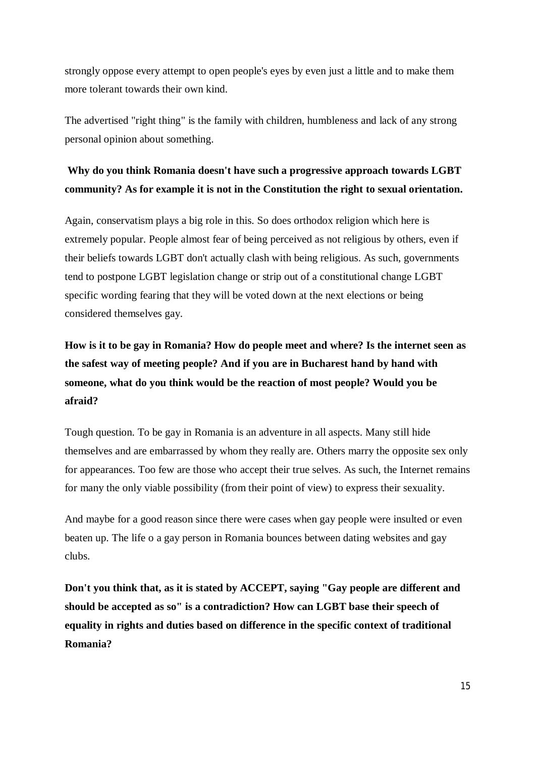strongly oppose every attempt to open people's eyes by even just a little and to make them more tolerant towards their own kind.

The advertised "right thing" is the family with children, humbleness and lack of any strong personal opinion about something.

**Why do you think Romania doesn't have such a progressive approach towards LGBT community? As for example it is not in the Constitution the right to sexual orientation.**

Again, conservatism plays a big role in this. So does orthodox religion which here is extremely popular. People almost fear of being perceived as not religious by others, even if their beliefs towards LGBT don't actually clash with being religious. As such, governments tend to postpone LGBT legislation change or strip out of a constitutional change LGBT specific wording fearing that they will be voted down at the next elections or being considered themselves gay.

**How is it to be gay in Romania? How do people meet and where? Is the internet seen as the safest way of meeting people? And if you are in Bucharest hand by hand with someone, what do you think would be the reaction of most people? Would you be afraid?**

Tough question. To be gay in Romania is an adventure in all aspects. Many still hide themselves and are embarrassed by whom they really are. Others marry the opposite sex only for appearances. Too few are those who accept their true selves. As such, the Internet remains for many the only viable possibility (from their point of view) to express their sexuality.

And maybe for a good reason since there were cases when gay people were insulted or even beaten up. The life o a gay person in Romania bounces between dating websites and gay clubs.

**Don't you think that, as it is stated by ACCEPT, saying "Gay people are different and should be accepted as so" is a contradiction? How can LGBT base their speech of equality in rights and duties based on difference in the specific context of traditional Romania?**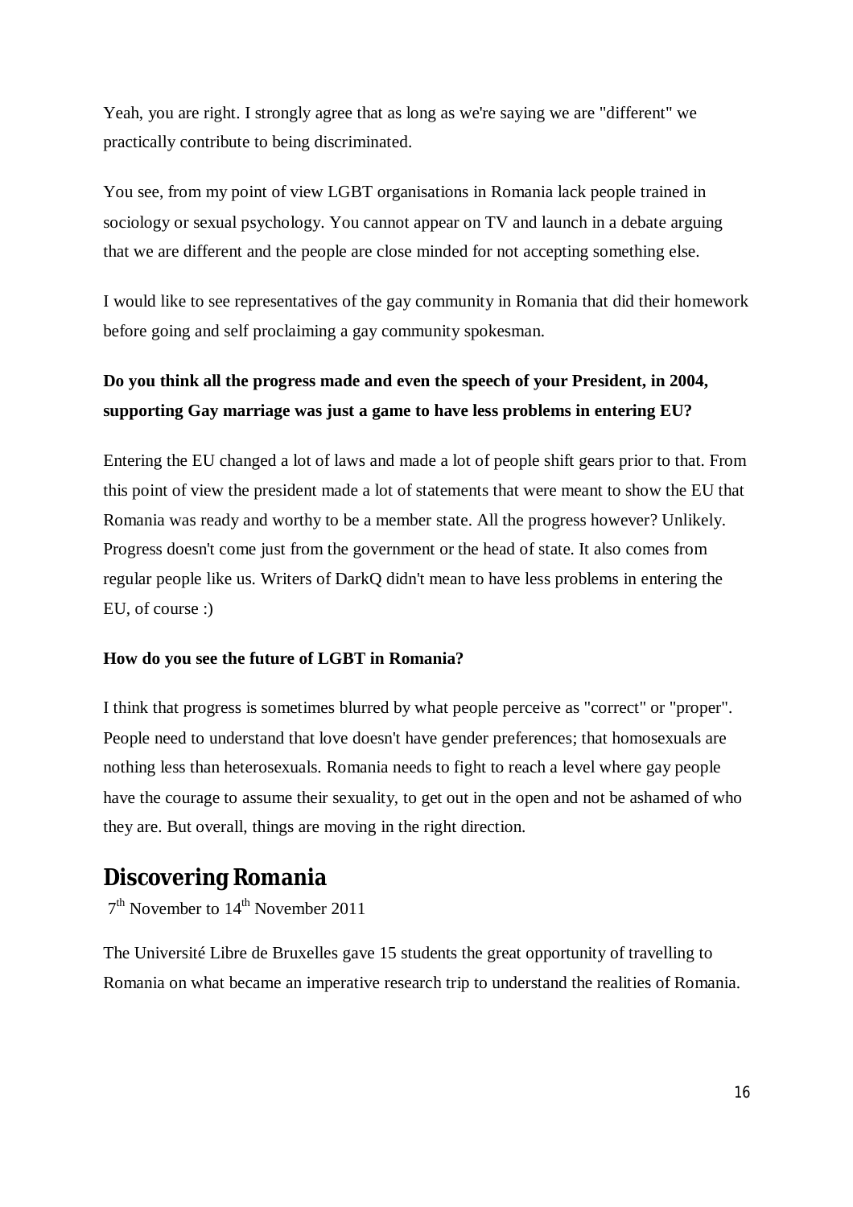Yeah, you are right. I strongly agree that as long as we're saying we are "different" we practically contribute to being discriminated.

You see, from my point of view LGBT organisations in Romania lack people trained in sociology or sexual psychology. You cannot appear on TV and launch in a debate arguing that we are different and the people are close minded for not accepting something else.

I would like to see representatives of the gay community in Romania that did their homework before going and self proclaiming a gay community spokesman.

**Do you think all the progress made and even the speech of your President, in 2004, supporting Gay marriage was just a game to have less problems in entering EU?**

Entering the EU changed a lot of laws and made a lot of people shift gears prior to that. From this point of view the president made a lot of statements that were meant to show the EU that Romania was ready and worthy to be a member state. All the progress however? Unlikely. Progress doesn't come just from the government or the head of state. It also comes from regular people like us. Writers of DarkQ didn't mean to have less problems in entering the EU, of course :)

**How do you see the future of LGBT in Romania?**

I think that progress is sometimes blurred by what people perceive as "correct" or "proper". People need to understand that love doesn't have gender preferences; that homosexuals are nothing less than heterosexuals. Romania needs to fight to reach a level where gay people have the courage to assume their sexuality, to get out in the open and not be ashamed of who they are. But overall, things are moving in the right direction.

## Discovering Romania

7th November to 14th November 2011

The Université Libre de Bruxelles gave 15 students the great opportunity of travelling to Romania on what became an imperative research trip to understand the realities of Romania.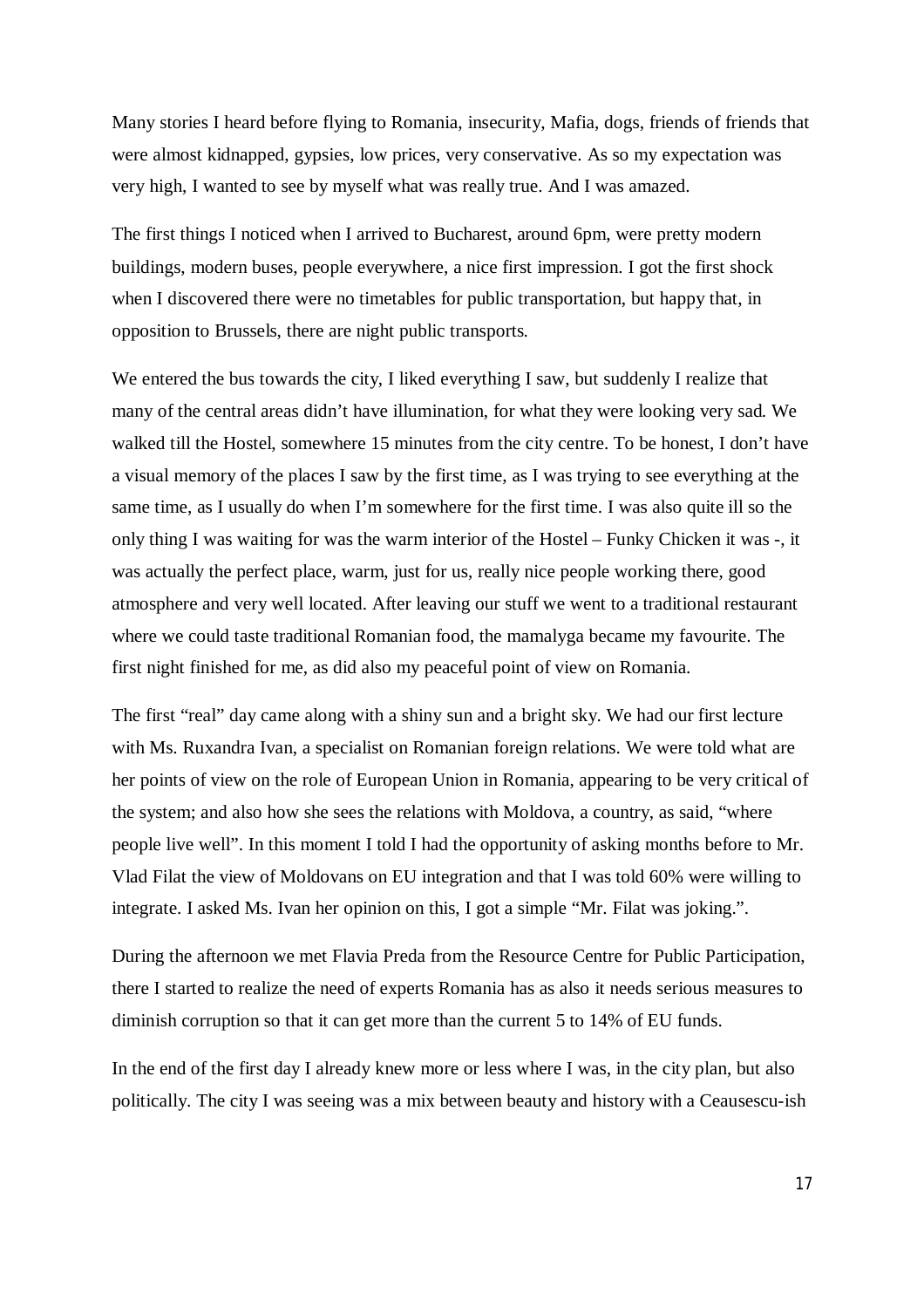Many stories I heard before flying to Romania, insecurity, Mafia, dogs, friends of friends that were almost kidnapped, gypsies, low prices, very conservative. As so my expectation was very high, I wanted to see by myself what was really true. And I was amazed.

The first things I noticed when I arrived to Bucharest, around 6pm, were pretty modern buildings, modern buses, people everywhere, a nice first impression. I got the first shock when I discovered there were no timetables for public transportation, but happy that, in opposition to Brussels, there are night public transports.

We entered the bus towards the city, I liked everything I saw, but suddenly I realize that many of the central areas didn't have illumination, for what they were looking very sad. We walked till the Hostel, somewhere 15 minutes from the city centre. To be honest, I don't have a visual memory of the places I saw by the first time, as I was trying to see everything at the same time, as I usually do when I'm somewhere for the first time. I was also quite ill so the only thing I was waiting for was the warm interior of the Hostel – Funky Chicken it was -, it was actually the perfect place, warm, just for us, really nice people working there, good atmosphere and very well located. After leaving our stuff we went to a traditional restaurant where we could taste traditional Romanian food, the mamalyga became my favourite. The first night finished for me, as did also my peaceful point of view on Romania.

The first "real" day came along with a shiny sun and a bright sky. We had our first lecture with Ms. Ruxandra Ivan, a specialist on Romanian foreign relations. We were told what are her points of view on the role of European Union in Romania, appearing to be very critical of the system; and also how she sees the relations with Moldova, a country, as said, "where people live well". In this moment I told I had the opportunity of asking months before to Mr. Vlad Filat the view of Moldovans on EU integration and that I was told 60% were willing to integrate. I asked Ms. Ivan her opinion on this, I got a simple "Mr. Filat was joking.".

During the afternoon we met Flavia Preda from the Resource Centre for Public Participation, there I started to realize the need of experts Romania has as also it needs serious measures to diminish corruption so that it can get more than the current 5 to 14% of EU funds.

In the end of the first day I already knew more or less where I was, in the city plan, but also politically. The city I was seeing was a mix between beauty and history with a Ceausescu-ish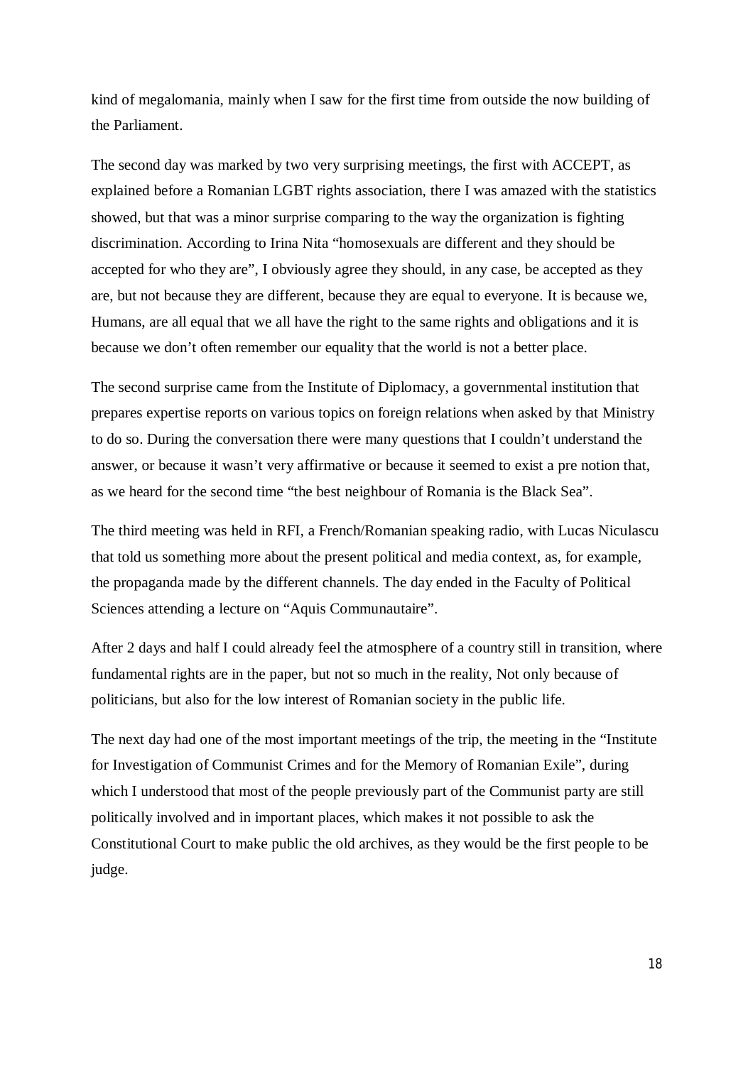kind of megalomania, mainly when I saw for the first time from outside the now building of the Parliament.

The second day was marked by two very surprising meetings, the first with ACCEPT, as explained before a Romanian LGBT rights association, there I was amazed with the statistics showed, but that was a minor surprise comparing to the way the organization is fighting discrimination. According to Irina Nita "homosexuals are different and they should be accepted for who they are", I obviously agree they should, in any case, be accepted as they are, but not because they are different, because they are equal to everyone. It is because we, Humans, are all equal that we all have the right to the same rights and obligations and it is because we don't often remember our equality that the world is not a better place.

The second surprise came from the Institute of Diplomacy, a governmental institution that prepares expertise reports on various topics on foreign relations when asked by that Ministry to do so. During the conversation there were many questions that I couldn't understand the answer, or because it wasn't very affirmative or because it seemed to exist a pre notion that, as we heard for the second time "the best neighbour of Romania is the Black Sea".

The third meeting was held in RFI, a French/Romanian speaking radio, with Lucas Niculascu that told us something more about the present political and media context, as, for example, the propaganda made by the different channels. The day ended in the Faculty of Political Sciences attending a lecture on "Aquis Communautaire".

After 2 days and half I could already feel the atmosphere of a country still in transition, where fundamental rights are in the paper, but not so much in the reality, Not only because of politicians, but also for the low interest of Romanian society in the public life.

The next day had one of the most important meetings of the trip, the meeting in the "Institute for Investigation of Communist Crimes and for the Memory of Romanian Exile", during which I understood that most of the people previously part of the Communist party are still politically involved and in important places, which makes it not possible to ask the Constitutional Court to make public the old archives, as they would be the first people to be judge.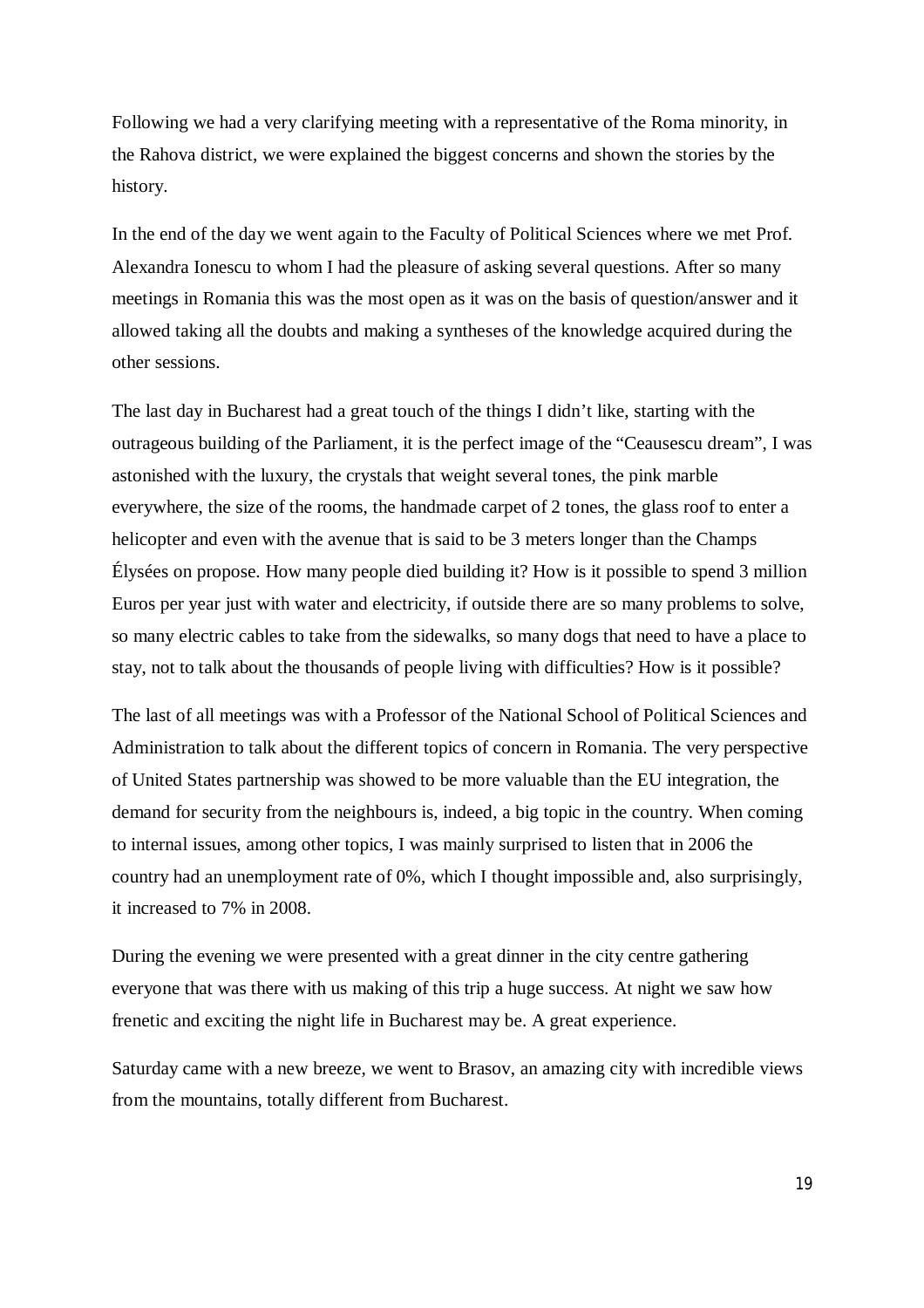Following we had a very clarifying meeting with a representative of the Roma minority, in the Rahova district, we were explained the biggest concerns and shown the stories by the history.

In the end of the day we went again to the Faculty of Political Sciences where we met Prof. Alexandra Ionescu to whom I had the pleasure of asking several questions. After so many meetings in Romania this was the most open as it was on the basis of question/answer and it allowed taking all the doubts and making a syntheses of the knowledge acquired during the other sessions.

The last day in Bucharest had a great touch of the things I didn't like, starting with the outrageous building of the Parliament, it is the perfect image of the "Ceausescu dream", I was astonished with the luxury, the crystals that weight several tones, the pink marble everywhere, the size of the rooms, the handmade carpet of 2 tones, the glass roof to enter a helicopter and even with the avenue that is said to be 3 meters longer than the Champs Élysées on propose. How many people died building it? How is it possible to spend 3 million Euros per year just with water and electricity, if outside there are so many problems to solve, so many electric cables to take from the sidewalks, so many dogs that need to have a place to stay, not to talk about the thousands of people living with difficulties? How is it possible?

The last of all meetings was with a Professor of the National School of Political Sciences and Administration to talk about the different topics of concern in Romania. The very perspective of United States partnership was showed to be more valuable than the EU integration, the demand for security from the neighbours is, indeed, a big topic in the country. When coming to internal issues, among other topics, I was mainly surprised to listen that in 2006 the country had an unemployment rate of 0%, which I thought impossible and, also surprisingly, it increased to 7% in 2008.

During the evening we were presented with a great dinner in the city centre gathering everyone that was there with us making of this trip a huge success. At night we saw how frenetic and exciting the night life in Bucharest may be. A great experience.

Saturday came with a new breeze, we went to Brasov, an amazing city with incredible views from the mountains, totally different from Bucharest.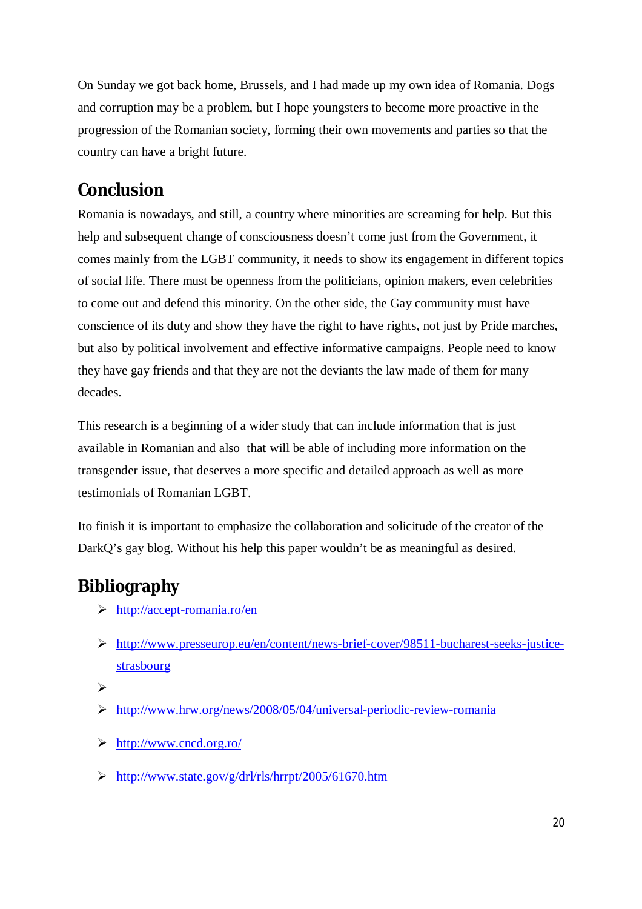On Sunday we got back home, Brussels, and I had made up my own idea of Romania. Dogs and corruption may be a problem, but I hope youngsters to become more proactive in the progression of the Romanian society, forming their own movements and parties so that the country can have a bright future.

## Conclusion

Romania is nowadays, and still, a country where minorities are screaming for help. But this help and subsequent change of consciousness doesn't come just from the Government, it comes mainly from the LGBT community, it needs to show its engagement in different topics of social life. There must be openness from the politicians, opinion makers, even celebrities to come out and defend this minority. On the other side, the Gay community must have conscience of its duty and show they have the right to have rights, not just by Pride marches, but also by political involvement and effective informative campaigns. People need to know they have gay friends and that they are not the deviants the law made of them for many decades.

This research is a beginning of a wider study that can include information that is just available in Romanian and also  that will be able of including more information on the transgender issue, that deserves a more specific and detailed approach as well as more testimonials of Romanian LGBT.

Ito finish it is important to emphasize the collaboration and solicitude of the creator of the DarkQ's gay blog. Without his help this paper wouldn't be as meaningful as desired.

## Bibliography

- http://accept-romania.ro/en
- http://www.presseurop.eu/en/content/news-brief-cover/98511-bucharest-seeks-justice-strasbourg
- 
- http://www.hrw.org/news/2008/05/04/universal-periodic-review-romania
- http://www.cncd.org.ro/
- http://www.state.gov/g/drl/rls/hrrpt/2005/61670.htm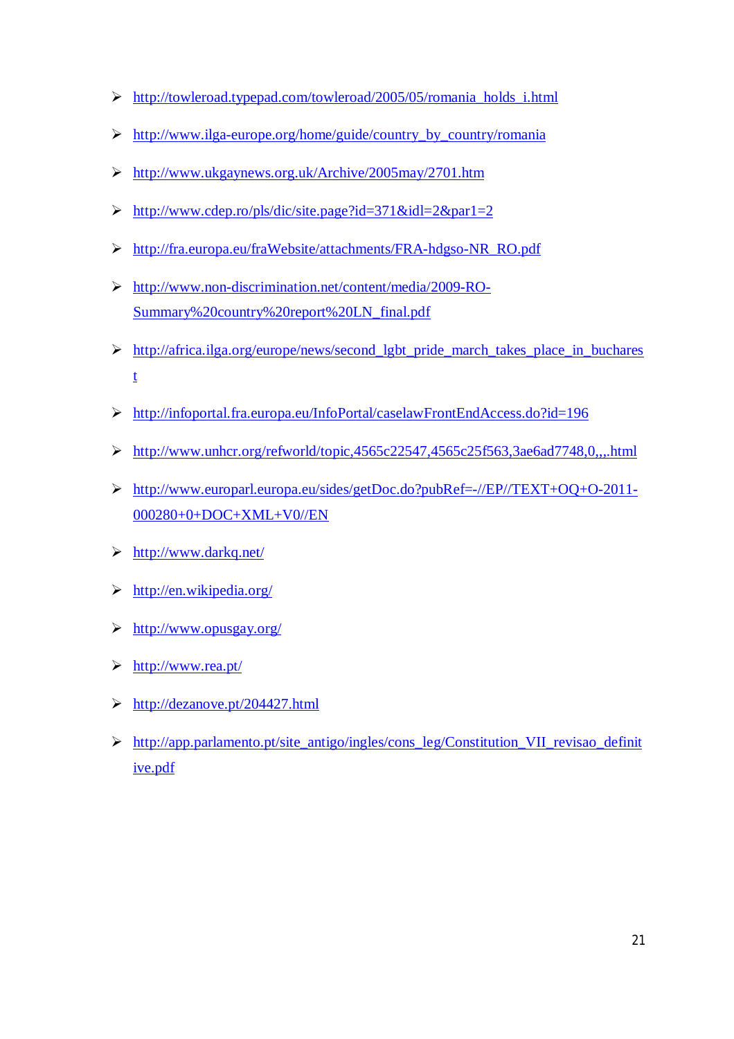- http://towleroad.typepad.com/towleroad/2005/05/romania_holds_i.html
- http://www.ilga-europe.org/home/guide/country_by_country/romania
- http://www.ukgaynews.org.uk/Archive/2005may/2701.htm
- http://www.cdep.ro/pls/dic/site.page?id=371&idl=2&par1=2
- http://fra.europa.eu/fraWebsite/attachments/FRA-hdgso-NR_RO.pdf
- http://www.non-discrimination.net/content/media/2009-RO-Summary%20country%20report%20LN_final.pdf
- http://africa.ilga.org/europe/news/second_lgbt_pride_march_takes_place_in_bucharest
- http://infoportal.fra.europa.eu/InfoPortal/caselawFrontEndAccess.do?id=196
- http://www.unhcr.org/refworld/topic,4565c22547,4565c25f563,3ae6ad7748,0,,,.html
- http://www.europarl.europa.eu/sides/getDoc.do?pubRef=-//EP//TEXT+OQ+O-2011-000280+0+DOC+XML+V0//EN
- http://www.darkq.net/
- http://en.wikipedia.org/
- http://www.opusgay.org/
- http://www.rea.pt/
- http://dezanove.pt/204427.html
- http://app.parlamento.pt/site_antigo/ingles/cons_leg/Constitution_VII_revisao_definitive.pdf